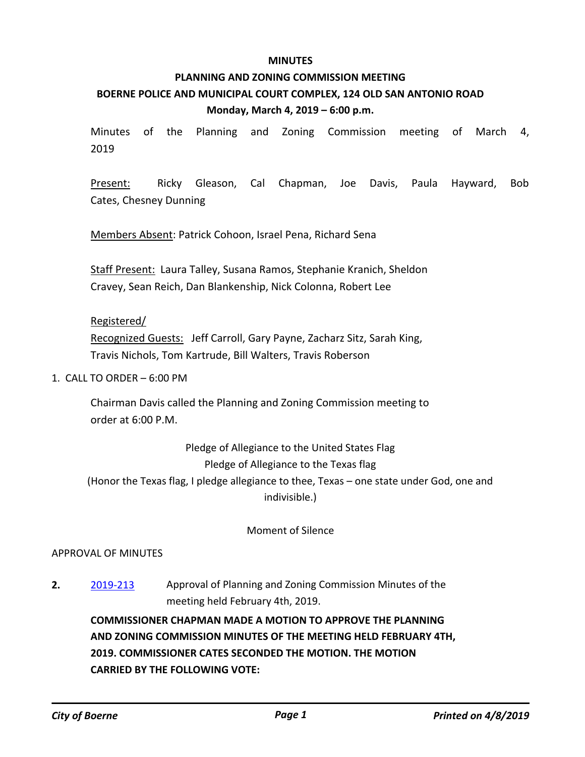**MINUTES**

**PLANNING AND ZONING COMMISSION MEETING**

**BOERNE POLICE AND MUNICIPAL COURT COMPLEX, 124 OLD SAN ANTONIO ROAD**

**Monday, March 4, 2019 – 6:00 p.m.**

Minutes of the Planning and Zoning Commission meeting of March 4, 2019

Present: Ricky Gleason, Cal Chapman, Joe Davis, Paula Hayward, Bob Cates, Chesney Dunning

Members Absent: Patrick Cohoon, Israel Pena, Richard Sena

Staff Present: Laura Talley, Susana Ramos, Stephanie Kranich, Sheldon Cravey, Sean Reich, Dan Blankenship, Nick Colonna, Robert Lee

Registered/
Recognized Guests: Jeff Carroll, Gary Payne, Zacharz Sitz, Sarah King, Travis Nichols, Tom Kartrude, Bill Walters, Travis Roberson

1. CALL TO ORDER – 6:00 PM

Chairman Davis called the Planning and Zoning Commission meeting to order at 6:00 P.M.

Pledge of Allegiance to the United States Flag

Pledge of Allegiance to the Texas flag

(Honor the Texas flag, I pledge allegiance to thee, Texas – one state under God, one and indivisible.)

Moment of Silence

APPROVAL OF MINUTES

**2.** 2019-213 Approval of Planning and Zoning Commission Minutes of the meeting held February 4th, 2019.

**COMMISSIONER CHAPMAN MADE A MOTION TO APPROVE THE PLANNING AND ZONING COMMISSION MINUTES OF THE MEETING HELD FEBRUARY 4TH, 2019. COMMISSIONER CATES SECONDED THE MOTION. THE MOTION CARRIED BY THE FOLLOWING VOTE:**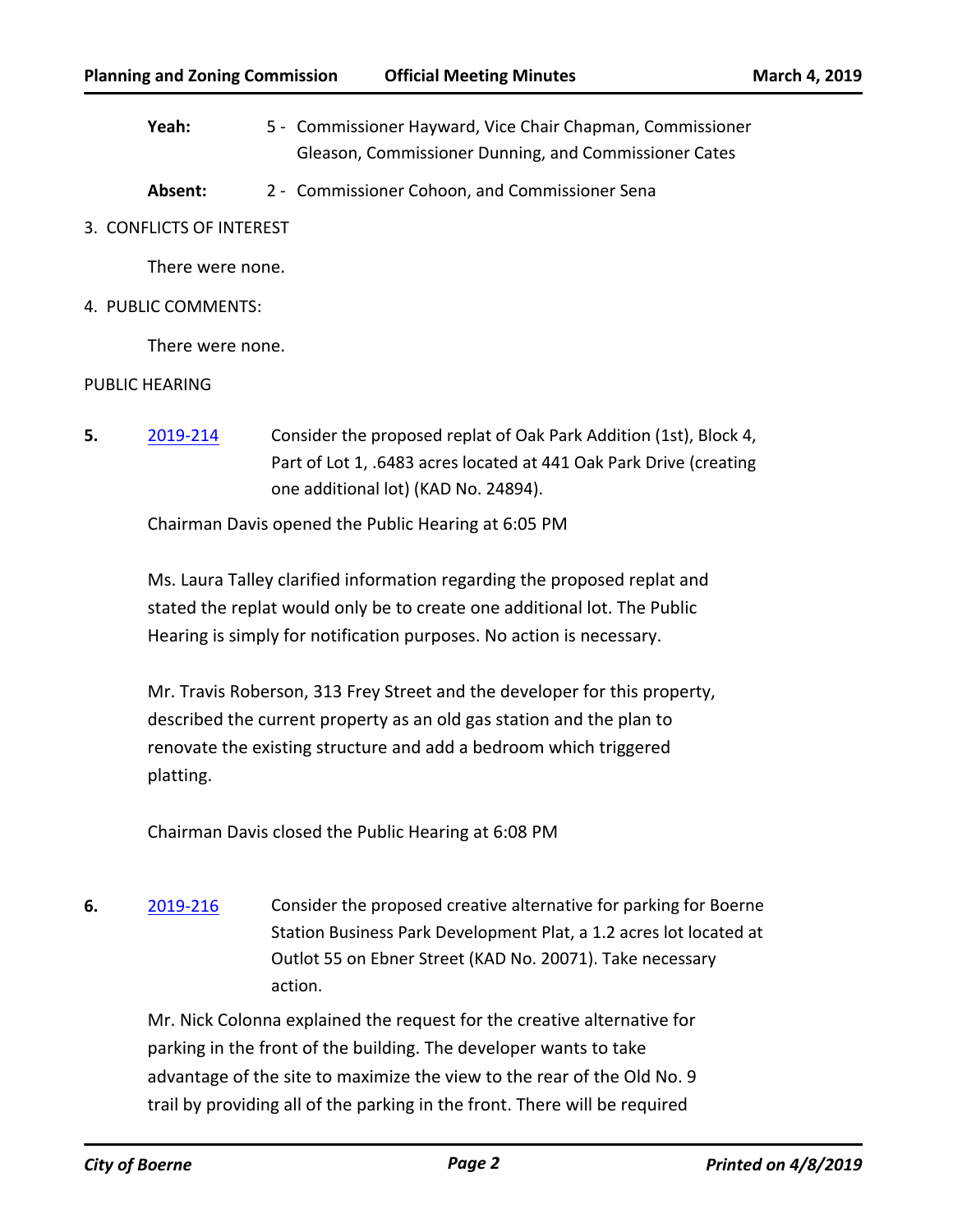**Yeah:** 5 - Commissioner Hayward, Vice Chair Chapman, Commissioner Gleason, Commissioner Dunning, and Commissioner Cates

**Absent:** 2 - Commissioner Cohoon, and Commissioner Sena

3. CONFLICTS OF INTEREST

There were none.

4. PUBLIC COMMENTS:

There were none.

PUBLIC HEARING

**5.** [2019-214](2019-214) Consider the proposed replat of Oak Park Addition (1st), Block 4, Part of Lot 1, .6483 acres located at 441 Oak Park Drive (creating one additional lot) (KAD No. 24894).

Chairman Davis opened the Public Hearing at 6:05 PM

Ms. Laura Talley clarified information regarding the proposed replat and stated the replat would only be to create one additional lot. The Public Hearing is simply for notification purposes. No action is necessary.

Mr. Travis Roberson, 313 Frey Street and the developer for this property, described the current property as an old gas station and the plan to renovate the existing structure and add a bedroom which triggered platting.

Chairman Davis closed the Public Hearing at 6:08 PM

**6.** [2019-216](2019-216) Consider the proposed creative alternative for parking for Boerne Station Business Park Development Plat, a 1.2 acres lot located at Outlot 55 on Ebner Street (KAD No. 20071). Take necessary action.

Mr. Nick Colonna explained the request for the creative alternative for parking in the front of the building. The developer wants to take advantage of the site to maximize the view to the rear of the Old No. 9 trail by providing all of the parking in the front. There will be required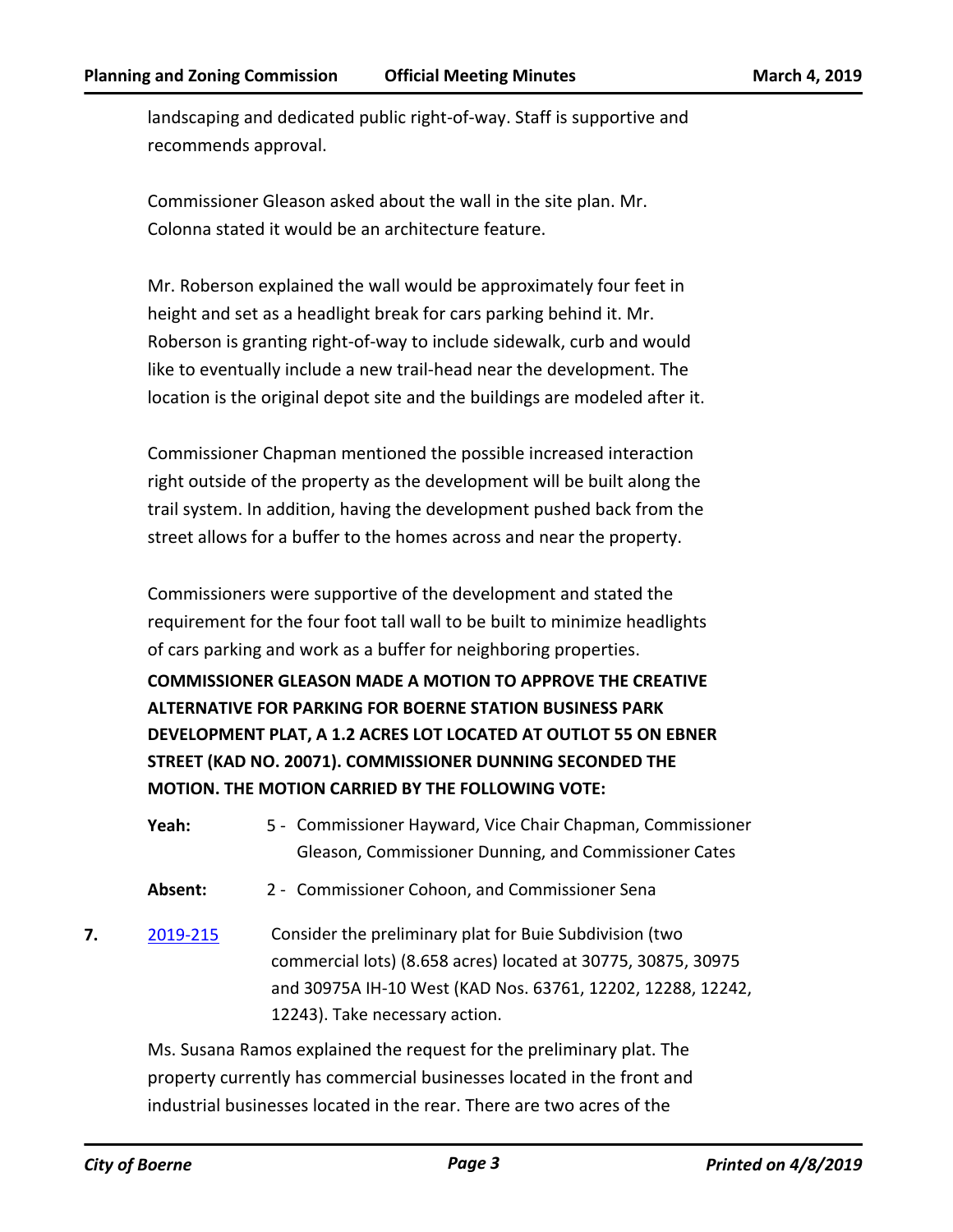landscaping and dedicated public right-of-way. Staff is supportive and recommends approval.

Commissioner Gleason asked about the wall in the site plan. Mr. Colonna stated it would be an architecture feature.

Mr. Roberson explained the wall would be approximately four feet in height and set as a headlight break for cars parking behind it. Mr. Roberson is granting right-of-way to include sidewalk, curb and would like to eventually include a new trail-head near the development. The location is the original depot site and the buildings are modeled after it.

Commissioner Chapman mentioned the possible increased interaction right outside of the property as the development will be built along the trail system. In addition, having the development pushed back from the street allows for a buffer to the homes across and near the property.

Commissioners were supportive of the development and stated the requirement for the four foot tall wall to be built to minimize headlights of cars parking and work as a buffer for neighboring properties.

**COMMISSIONER GLEASON MADE A MOTION TO APPROVE THE CREATIVE ALTERNATIVE FOR PARKING FOR BOERNE STATION BUSINESS PARK DEVELOPMENT PLAT, A 1.2 ACRES LOT LOCATED AT OUTLOT 55 ON EBNER STREET (KAD NO. 20071). COMMISSIONER DUNNING SECONDED THE MOTION. THE MOTION CARRIED BY THE FOLLOWING VOTE:**

**Yeah:** 5 - Commissioner Hayward, Vice Chair Chapman, Commissioner Gleason, Commissioner Dunning, and Commissioner Cates

**Absent:** 2 - Commissioner Cohoon, and Commissioner Sena

**7.** [2019-215](2019-215) Consider the preliminary plat for Buie Subdivision (two commercial lots) (8.658 acres) located at 30775, 30875, 30975 and 30975A IH-10 West (KAD Nos. 63761, 12202, 12288, 12242, 12243). Take necessary action.

Ms. Susana Ramos explained the request for the preliminary plat. The property currently has commercial businesses located in the front and industrial businesses located in the rear. There are two acres of the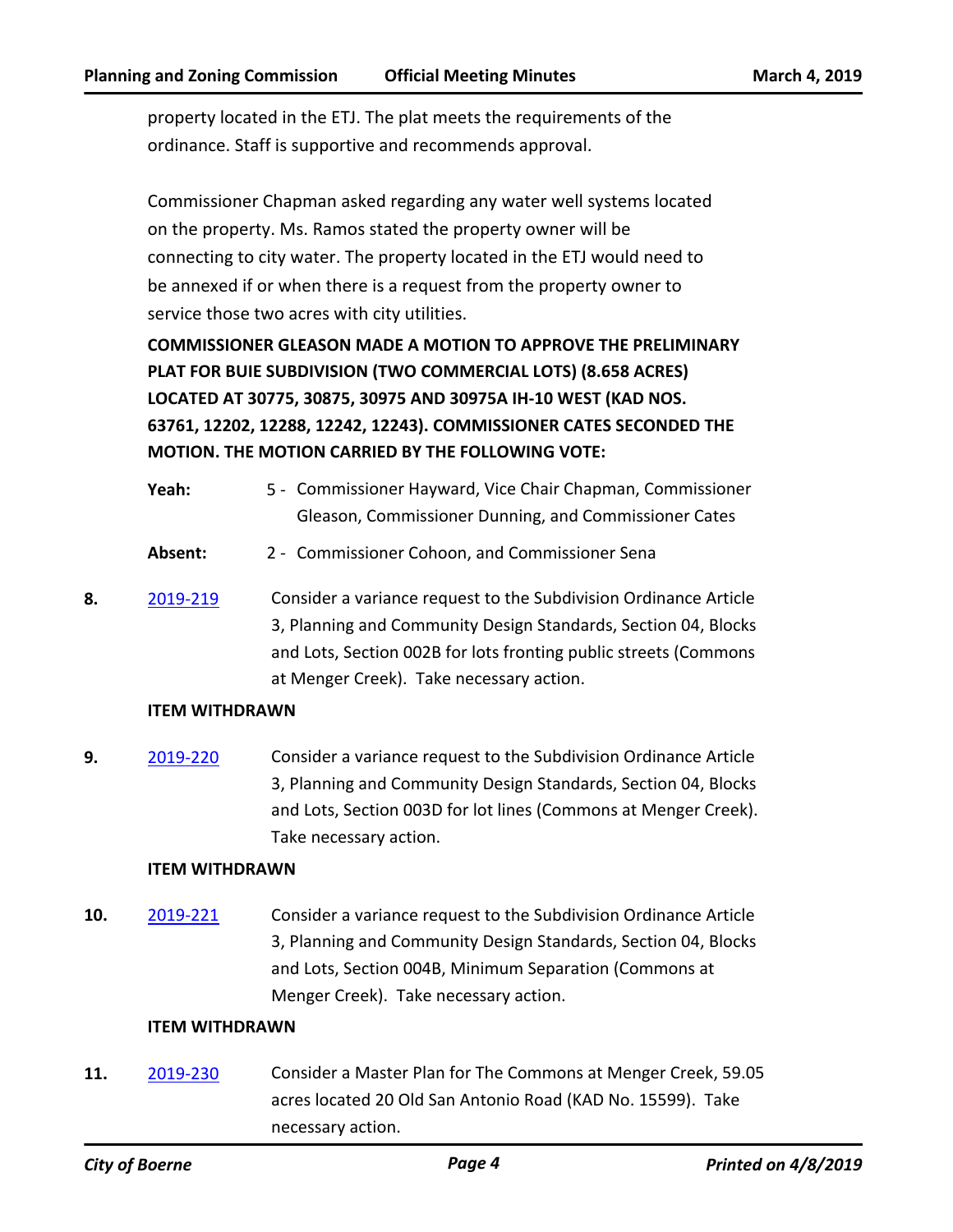property located in the ETJ. The plat meets the requirements of the ordinance. Staff is supportive and recommends approval.

Commissioner Chapman asked regarding any water well systems located on the property. Ms. Ramos stated the property owner will be connecting to city water. The property located in the ETJ would need to be annexed if or when there is a request from the property owner to service those two acres with city utilities.

**COMMISSIONER GLEASON MADE A MOTION TO APPROVE THE PRELIMINARY PLAT FOR BUIE SUBDIVISION (TWO COMMERCIAL LOTS) (8.658 ACRES) LOCATED AT 30775, 30875, 30975 AND 30975A IH-10 WEST (KAD NOS. 63761, 12202, 12288, 12242, 12243). COMMISSIONER CATES SECONDED THE MOTION. THE MOTION CARRIED BY THE FOLLOWING VOTE:**

**Yeah:** 5 - Commissioner Hayward, Vice Chair Chapman, Commissioner Gleason, Commissioner Dunning, and Commissioner Cates

**Absent:** 2 - Commissioner Cohoon, and Commissioner Sena

**8.** [2019-219] Consider a variance request to the Subdivision Ordinance Article 3, Planning and Community Design Standards, Section 04, Blocks and Lots, Section 002B for lots fronting public streets (Commons at Menger Creek). Take necessary action.

**ITEM WITHDRAWN**

**9.** [2019-220] Consider a variance request to the Subdivision Ordinance Article 3, Planning and Community Design Standards, Section 04, Blocks and Lots, Section 003D for lot lines (Commons at Menger Creek). Take necessary action.

**ITEM WITHDRAWN**

**10.** [2019-221] Consider a variance request to the Subdivision Ordinance Article 3, Planning and Community Design Standards, Section 04, Blocks and Lots, Section 004B, Minimum Separation (Commons at Menger Creek). Take necessary action.

**ITEM WITHDRAWN**

**11.** [2019-230] Consider a Master Plan for The Commons at Menger Creek, 59.05 acres located 20 Old San Antonio Road (KAD No. 15599). Take necessary action.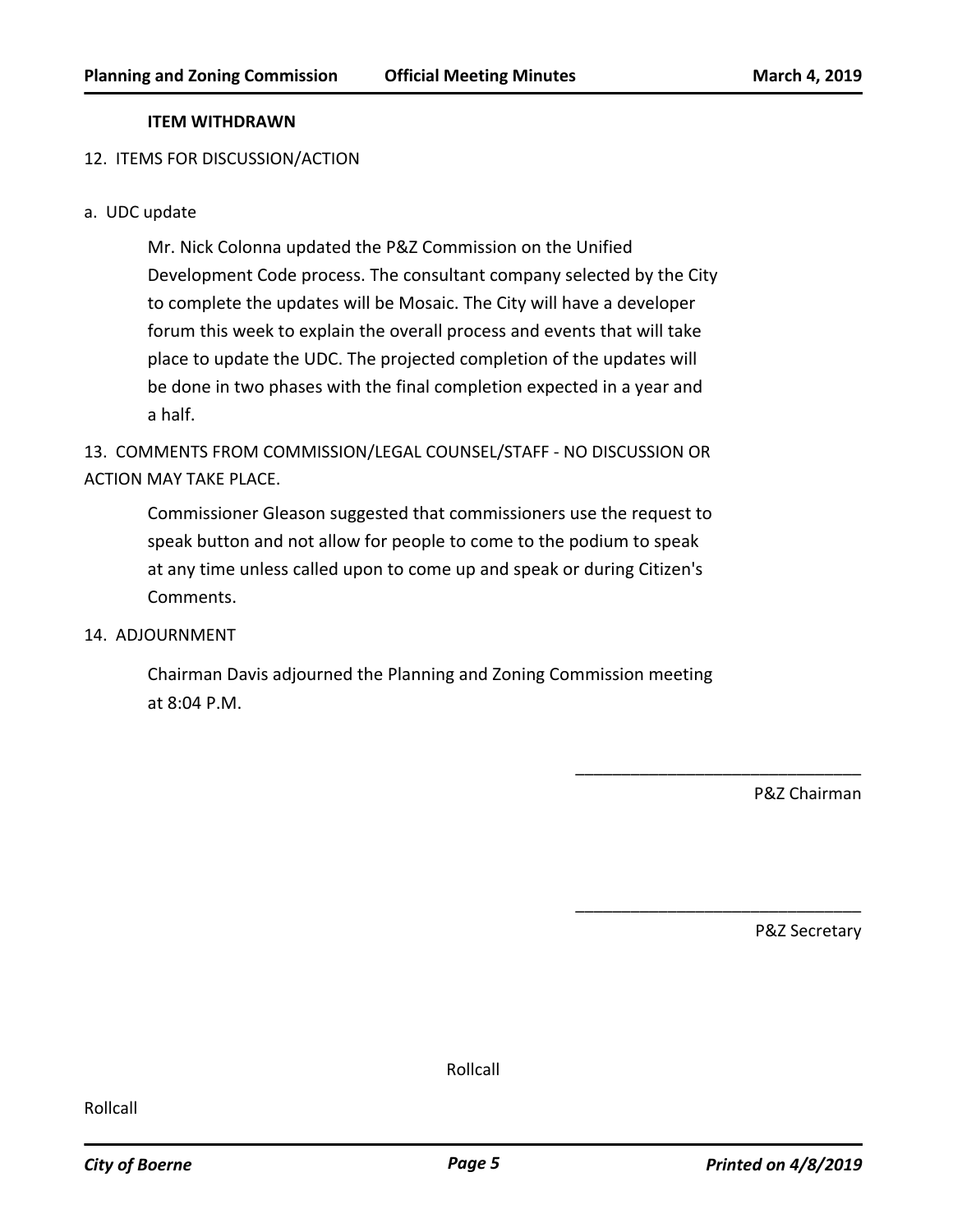**ITEM WITHDRAWN**

12. ITEMS FOR DISCUSSION/ACTION

a. UDC update

Mr. Nick Colonna updated the P&Z Commission on the Unified Development Code process. The consultant company selected by the City to complete the updates will be Mosaic. The City will have a developer forum this week to explain the overall process and events that will take place to update the UDC. The projected completion of the updates will be done in two phases with the final completion expected in a year and a half.

13. COMMENTS FROM COMMISSION/LEGAL COUNSEL/STAFF - NO DISCUSSION OR ACTION MAY TAKE PLACE.

Commissioner Gleason suggested that commissioners use the request to speak button and not allow for people to come to the podium to speak at any time unless called upon to come up and speak or during Citizen's Comments.

14. ADJOURNMENT

Chairman Davis adjourned the Planning and Zoning Commission meeting at 8:04 P.M.

\_\_\_\_\_\_\_\_\_\_\_\_\_\_\_\_\_\_\_\_\_\_\_\_\_\_\_\_\_\_

P&Z Chairman

\_\_\_\_\_\_\_\_\_\_\_\_\_\_\_\_\_\_\_\_\_\_\_\_\_\_\_\_\_\_

P&Z Secretary

Rollcall

Rollcall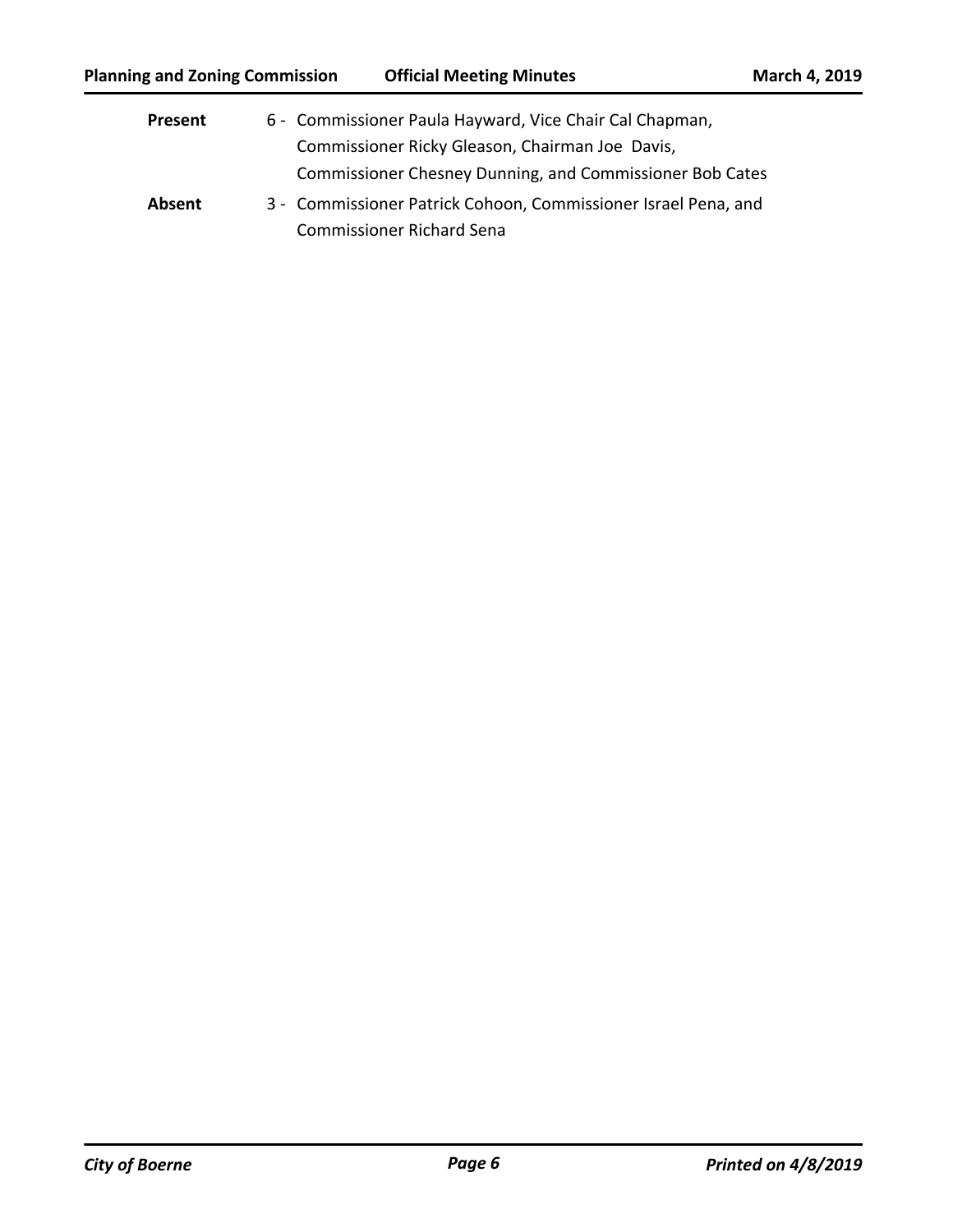| | | |
|---|---|---|
| **Present** | 6 - | Commissioner Paula Hayward, Vice Chair Cal Chapman, Commissioner Ricky Gleason, Chairman Joe Davis, Commissioner Chesney Dunning, and Commissioner Bob Cates |
| **Absent** | 3 - | Commissioner Patrick Cohoon, Commissioner Israel Pena, and Commissioner Richard Sena |